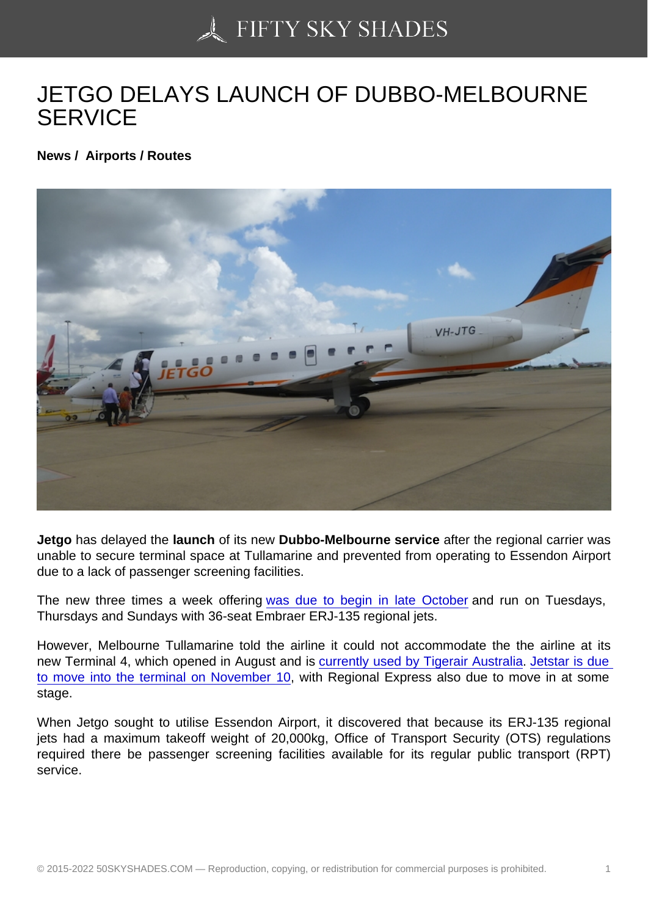# JETGO DELAYS LAUNCH OF DUBBO-MELBOURNE SERVICE

**News / Airports / Routes**

**Jetgo** has delayed the **launch** of its new **Dubbo-Melbourne service** after the regional carrier was unable to secure terminal space at Tullamarine and prevented from operating to Essendon Airport due to a lack of passenger screening facilities.

The new three times a week offering was due to begin in late October and run on Tuesdays, Thursdays and Sundays with 36-seat Embraer ERJ-135 regional jets.

However, Melbourne Tullamarine told the airline it could not accommodate the the airline at its new Terminal 4, which opened in August and is currently used by Tigerair Australia. Jetstar is due to move into the terminal on November 10, with Regional Express also due to move in at some stage.

When Jetgo sought to utilise Essendon Airport, it discovered that because its ERJ-135 regional jets had a maximum takeoff weight of 20,000kg, Office of Transport Security (OTS) regulations required there be passenger screening facilities available for its regular public transport (RPT) service.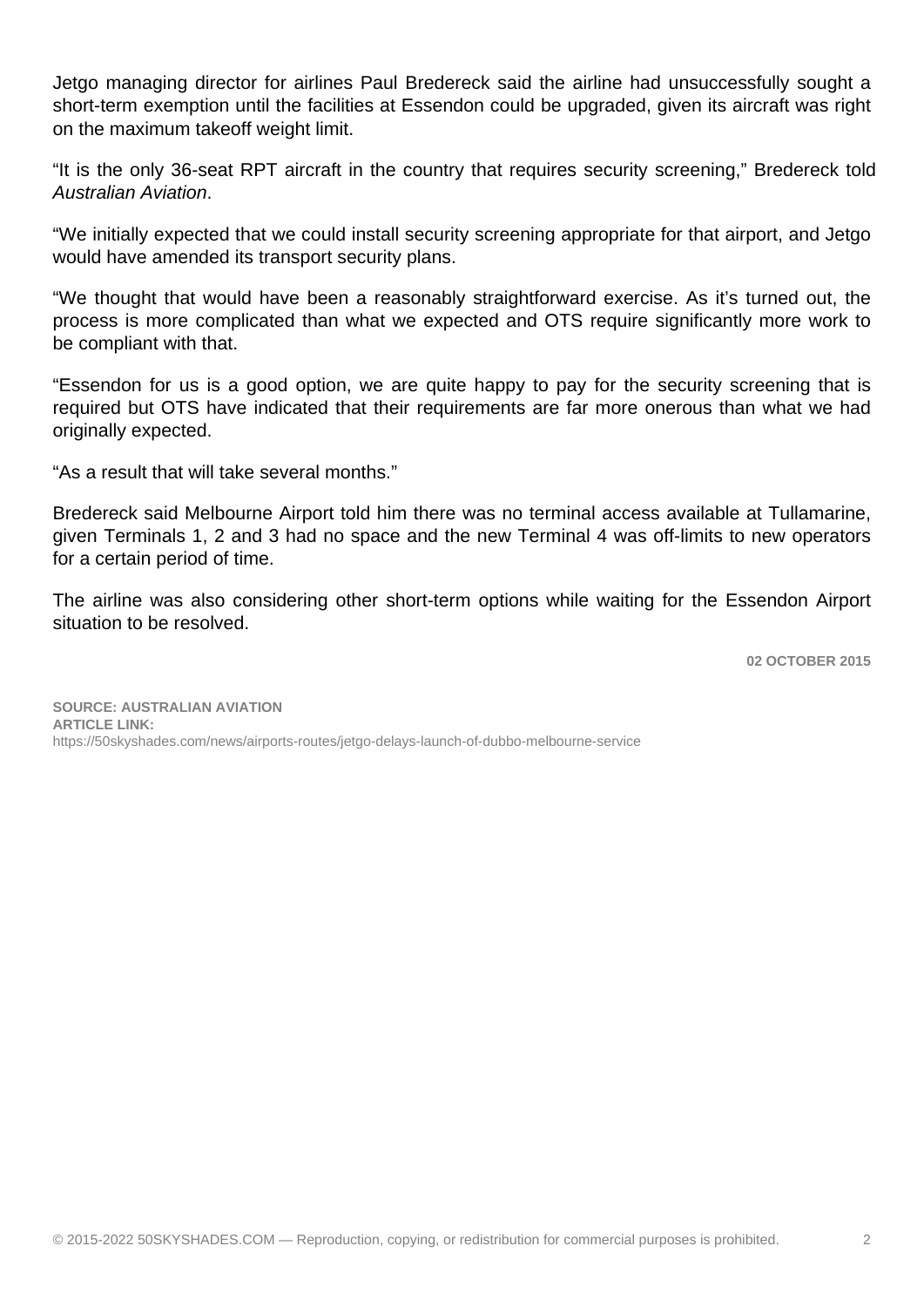Jetgo managing director for airlines Paul Bredereck said the airline had unsuccessfully sought a short-term exemption until the facilities at Essendon could be upgraded, given its aircraft was right on the maximum takeoff weight limit.

"It is the only 36-seat RPT aircraft in the country that requires security screening," Bredereck told *Australian Aviation*.

"We initially expected that we could install security screening appropriate for that airport, and Jetgo would have amended its transport security plans.

"We thought that would have been a reasonably straightforward exercise. As it's turned out, the process is more complicated than what we expected and OTS require significantly more work to be compliant with that.

"Essendon for us is a good option, we are quite happy to pay for the security screening that is required but OTS have indicated that their requirements are far more onerous than what we had originally expected.

"As a result that will take several months."

Bredereck said Melbourne Airport told him there was no terminal access available at Tullamarine, given Terminals 1, 2 and 3 had no space and the new Terminal 4 was off-limits to new operators for a certain period of time.

The airline was also considering other short-term options while waiting for the Essendon Airport situation to be resolved.

**02 OCTOBER 2015**

**SOURCE: AUSTRALIAN AVIATION**
**ARTICLE LINK:**
https://50skyshades.com/news/airports-routes/jetgo-delays-launch-of-dubbo-melbourne-service